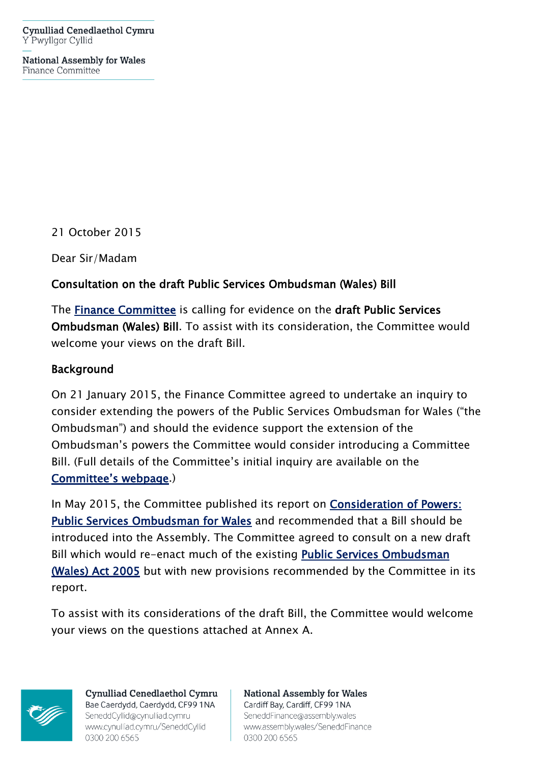Cynulliad Cenedlaethol Cymru
Y Pwyllgor Cyllid

National Assembly for Wales
Finance Committee

21 October 2015

Dear Sir/Madam

**Consultation on the draft Public Services Ombudsman (Wales) Bill**

The Finance Committee is calling for evidence on the **draft Public Services Ombudsman (Wales) Bill**. To assist with its consideration, the Committee would welcome your views on the draft Bill.

**Background**

On 21 January 2015, the Finance Committee agreed to undertake an inquiry to consider extending the powers of the Public Services Ombudsman for Wales ("the Ombudsman") and should the evidence support the extension of the Ombudsman's powers the Committee would consider introducing a Committee Bill. (Full details of the Committee's initial inquiry are available on the Committee's webpage.)

In May 2015, the Committee published its report on Consideration of Powers: Public Services Ombudsman for Wales and recommended that a Bill should be introduced into the Assembly. The Committee agreed to consult on a new draft Bill which would re-enact much of the existing Public Services Ombudsman (Wales) Act 2005 but with new provisions recommended by the Committee in its report.

To assist with its considerations of the draft Bill, the Committee would welcome your views on the questions attached at Annex A.

Cynulliad Cenedlaethol Cymru
Bae Caerdydd, Caerdydd, CF99 1NA
SeneddCyllid@cynulliad.cymru
www.cynulliad.cymru/SeneddCyllid
0300 200 6565

National Assembly for Wales
Cardiff Bay, Cardiff, CF99 1NA
SeneddFinance@assembly.wales
www.assembly.wales/SeneddFinance
0300 200 6565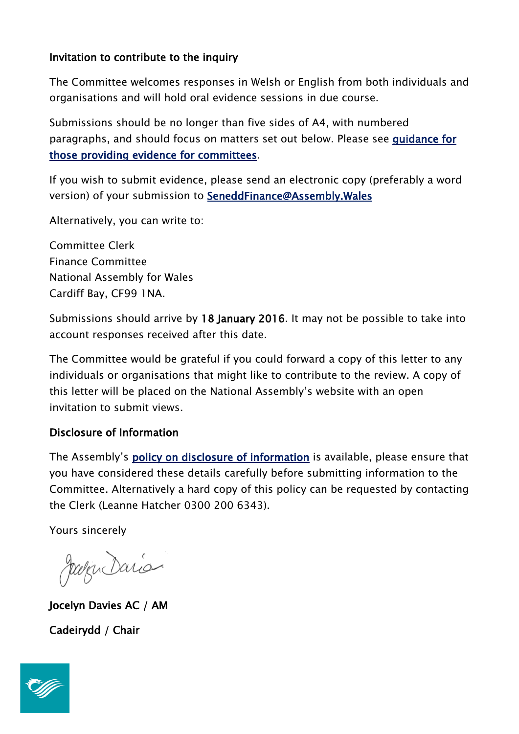**Invitation to contribute to the inquiry**

The Committee welcomes responses in Welsh or English from both individuals and organisations and will hold oral evidence sessions in due course.

Submissions should be no longer than five sides of A4, with numbered paragraphs, and should focus on matters set out below. Please see guidance for those providing evidence for committees.

If you wish to submit evidence, please send an electronic copy (preferably a word version) of your submission to SeneddFinance@Assembly.Wales

Alternatively, you can write to:

Committee Clerk
Finance Committee
National Assembly for Wales
Cardiff Bay, CF99 1NA.

Submissions should arrive by **18 January 2016**. It may not be possible to take into account responses received after this date.

The Committee would be grateful if you could forward a copy of this letter to any individuals or organisations that might like to contribute to the review. A copy of this letter will be placed on the National Assembly's website with an open invitation to submit views.

**Disclosure of Information**

The Assembly's policy on disclosure of information is available, please ensure that you have considered these details carefully before submitting information to the Committee. Alternatively a hard copy of this policy can be requested by contacting the Clerk (Leanne Hatcher 0300 200 6343).

Yours sincerely

**Jocelyn Davies AC / AM**

**Cadeirydd / Chair**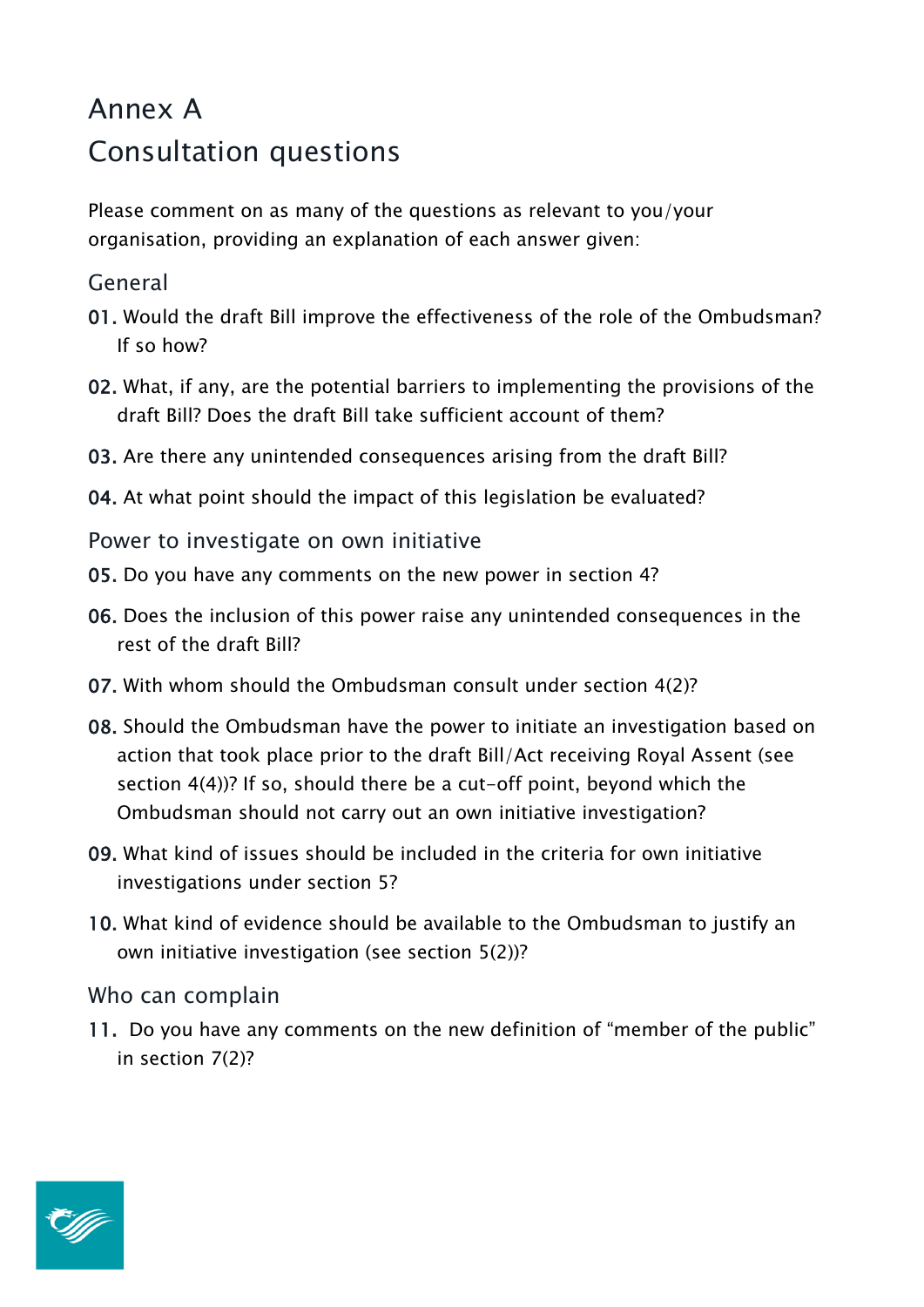# Annex A
# Consultation questions

Please comment on as many of the questions as relevant to you/your organisation, providing an explanation of each answer given:

## General

01. Would the draft Bill improve the effectiveness of the role of the Ombudsman? If so how?

02. What, if any, are the potential barriers to implementing the provisions of the draft Bill? Does the draft Bill take sufficient account of them?

03. Are there any unintended consequences arising from the draft Bill?

04. At what point should the impact of this legislation be evaluated?

## Power to investigate on own initiative

05. Do you have any comments on the new power in section 4?

06. Does the inclusion of this power raise any unintended consequences in the rest of the draft Bill?

07. With whom should the Ombudsman consult under section 4(2)?

08. Should the Ombudsman have the power to initiate an investigation based on action that took place prior to the draft Bill/Act receiving Royal Assent (see section 4(4))? If so, should there be a cut-off point, beyond which the Ombudsman should not carry out an own initiative investigation?

09. What kind of issues should be included in the criteria for own initiative investigations under section 5?

10. What kind of evidence should be available to the Ombudsman to justify an own initiative investigation (see section 5(2))?

## Who can complain

11. Do you have any comments on the new definition of "member of the public" in section 7(2)?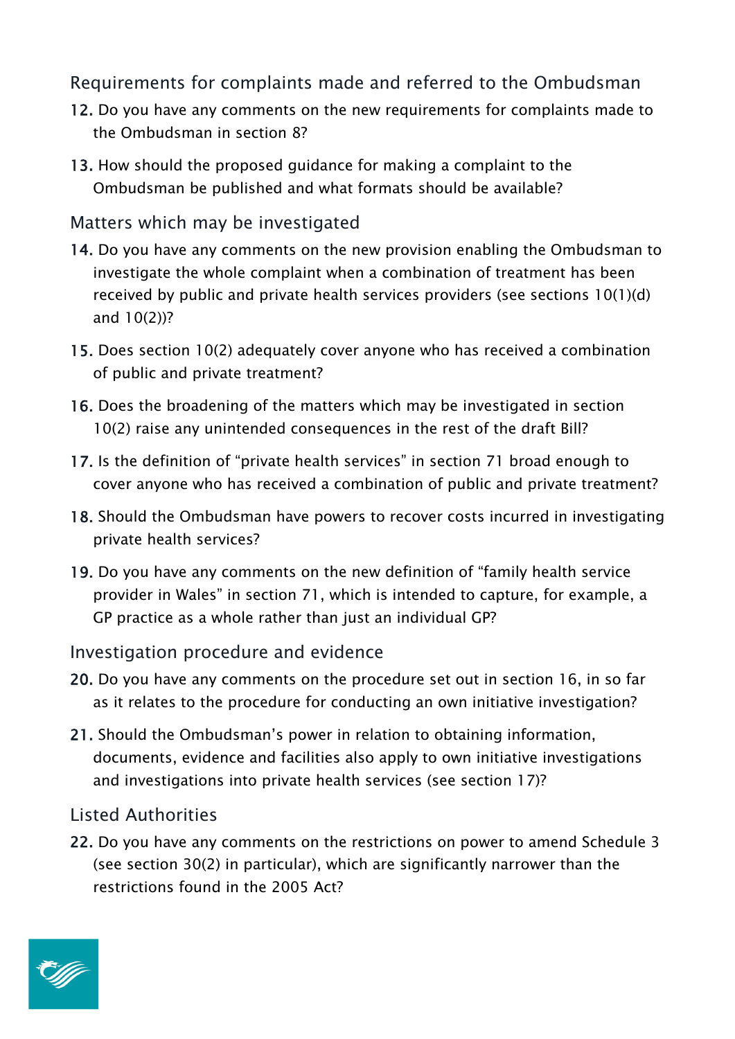### Requirements for complaints made and referred to the Ombudsman

12. Do you have any comments on the new requirements for complaints made to the Ombudsman in section 8?

13. How should the proposed guidance for making a complaint to the Ombudsman be published and what formats should be available?

### Matters which may be investigated

14. Do you have any comments on the new provision enabling the Ombudsman to investigate the whole complaint when a combination of treatment has been received by public and private health services providers (see sections 10(1)(d) and 10(2))?

15. Does section 10(2) adequately cover anyone who has received a combination of public and private treatment?

16. Does the broadening of the matters which may be investigated in section 10(2) raise any unintended consequences in the rest of the draft Bill?

17. Is the definition of "private health services" in section 71 broad enough to cover anyone who has received a combination of public and private treatment?

18. Should the Ombudsman have powers to recover costs incurred in investigating private health services?

19. Do you have any comments on the new definition of "family health service provider in Wales" in section 71, which is intended to capture, for example, a GP practice as a whole rather than just an individual GP?

### Investigation procedure and evidence

20. Do you have any comments on the procedure set out in section 16, in so far as it relates to the procedure for conducting an own initiative investigation?

21. Should the Ombudsman's power in relation to obtaining information, documents, evidence and facilities also apply to own initiative investigations and investigations into private health services (see section 17)?

### Listed Authorities

22. Do you have any comments on the restrictions on power to amend Schedule 3 (see section 30(2) in particular), which are significantly narrower than the restrictions found in the 2005 Act?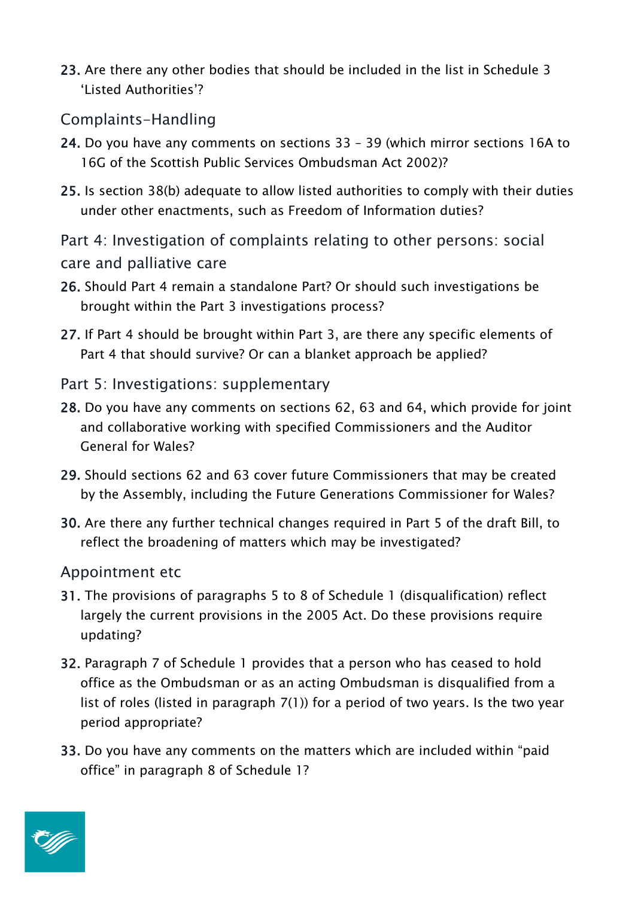23. Are there any other bodies that should be included in the list in Schedule 3 'Listed Authorities'?

## Complaints-Handling

24. Do you have any comments on sections 33 – 39 (which mirror sections 16A to 16G of the Scottish Public Services Ombudsman Act 2002)?

25. Is section 38(b) adequate to allow listed authorities to comply with their duties under other enactments, such as Freedom of Information duties?

## Part 4: Investigation of complaints relating to other persons: social care and palliative care

26. Should Part 4 remain a standalone Part? Or should such investigations be brought within the Part 3 investigations process?

27. If Part 4 should be brought within Part 3, are there any specific elements of Part 4 that should survive? Or can a blanket approach be applied?

## Part 5: Investigations: supplementary

28. Do you have any comments on sections 62, 63 and 64, which provide for joint and collaborative working with specified Commissioners and the Auditor General for Wales?

29. Should sections 62 and 63 cover future Commissioners that may be created by the Assembly, including the Future Generations Commissioner for Wales?

30. Are there any further technical changes required in Part 5 of the draft Bill, to reflect the broadening of matters which may be investigated?

## Appointment etc

31. The provisions of paragraphs 5 to 8 of Schedule 1 (disqualification) reflect largely the current provisions in the 2005 Act. Do these provisions require updating?

32. Paragraph 7 of Schedule 1 provides that a person who has ceased to hold office as the Ombudsman or as an acting Ombudsman is disqualified from a list of roles (listed in paragraph 7(1)) for a period of two years. Is the two year period appropriate?

33. Do you have any comments on the matters which are included within "paid office" in paragraph 8 of Schedule 1?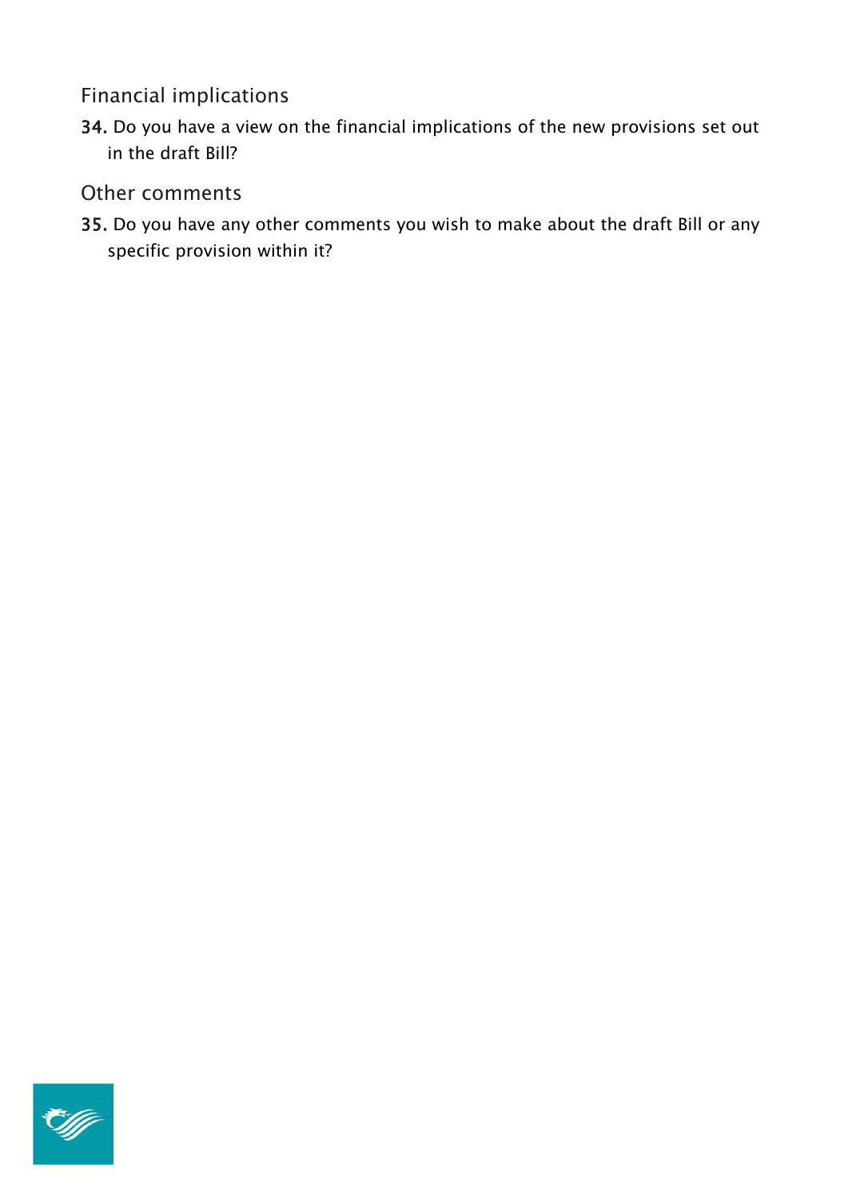## Financial implications

34. Do you have a view on the financial implications of the new provisions set out in the draft Bill?

## Other comments

35. Do you have any other comments you wish to make about the draft Bill or any specific provision within it?